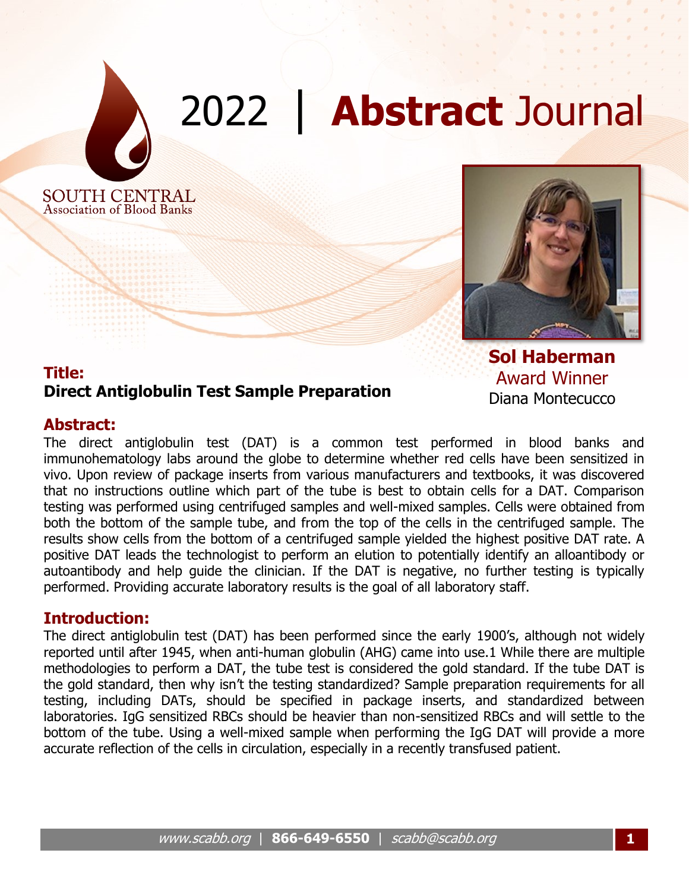# 2022 | **Abstract** Journal

SOUTH CENTRAL
Association of Blood Banks

**Sol Haberman**
Award Winner
Diana Montecucco

## Title:
**Direct Antiglobulin Test Sample Preparation**

## Abstract:

The direct antiglobulin test (DAT) is a common test performed in blood banks and immunohematology labs around the globe to determine whether red cells have been sensitized in vivo. Upon review of package inserts from various manufacturers and textbooks, it was discovered that no instructions outline which part of the tube is best to obtain cells for a DAT. Comparison testing was performed using centrifuged samples and well-mixed samples. Cells were obtained from both the bottom of the sample tube, and from the top of the cells in the centrifuged sample. The results show cells from the bottom of a centrifuged sample yielded the highest positive DAT rate. A positive DAT leads the technologist to perform an elution to potentially identify an alloantibody or autoantibody and help guide the clinician. If the DAT is negative, no further testing is typically performed. Providing accurate laboratory results is the goal of all laboratory staff.

## Introduction:

The direct antiglobulin test (DAT) has been performed since the early 1900's, although not widely reported until after 1945, when anti-human globulin (AHG) came into use.1 While there are multiple methodologies to perform a DAT, the tube test is considered the gold standard. If the tube DAT is the gold standard, then why isn't the testing standardized? Sample preparation requirements for all testing, including DATs, should be specified in package inserts, and standardized between laboratories. IgG sensitized RBCs should be heavier than non-sensitized RBCs and will settle to the bottom of the tube. Using a well-mixed sample when performing the IgG DAT will provide a more accurate reflection of the cells in circulation, especially in a recently transfused patient.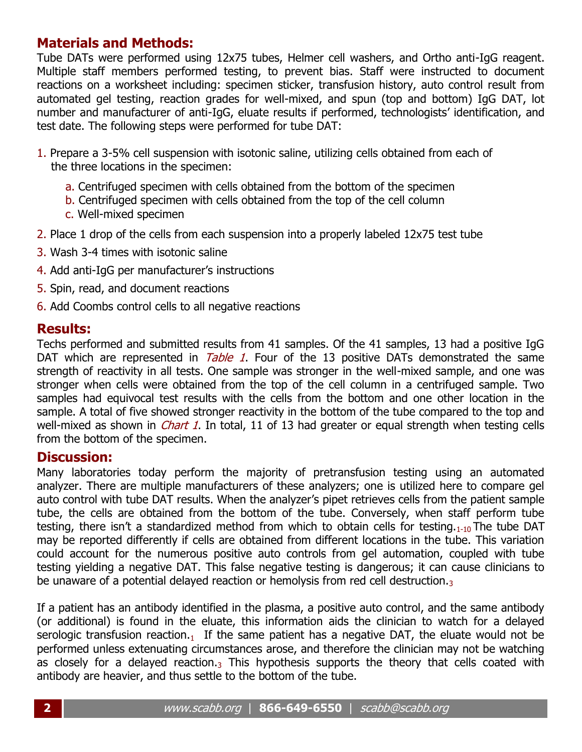## Materials and Methods:

Tube DATs were performed using 12x75 tubes, Helmer cell washers, and Ortho anti-IgG reagent. Multiple staff members performed testing, to prevent bias. Staff were instructed to document reactions on a worksheet including: specimen sticker, transfusion history, auto control result from automated gel testing, reaction grades for well-mixed, and spun (top and bottom) IgG DAT, lot number and manufacturer of anti-IgG, eluate results if performed, technologists' identification, and test date. The following steps were performed for tube DAT:

1. Prepare a 3-5% cell suspension with isotonic saline, utilizing cells obtained from each of the three locations in the specimen:
   a. Centrifuged specimen with cells obtained from the bottom of the specimen
   b. Centrifuged specimen with cells obtained from the top of the cell column
   c. Well-mixed specimen
2. Place 1 drop of the cells from each suspension into a properly labeled 12x75 test tube
3. Wash 3-4 times with isotonic saline
4. Add anti-IgG per manufacturer's instructions
5. Spin, read, and document reactions
6. Add Coombs control cells to all negative reactions

## Results:

Techs performed and submitted results from 41 samples. Of the 41 samples, 13 had a positive IgG DAT which are represented in *Table 1*. Four of the 13 positive DATs demonstrated the same strength of reactivity in all tests. One sample was stronger in the well-mixed sample, and one was stronger when cells were obtained from the top of the cell column in a centrifuged sample. Two samples had equivocal test results with the cells from the bottom and one other location in the sample. A total of five showed stronger reactivity in the bottom of the tube compared to the top and well-mixed as shown in *Chart 1*. In total, 11 of 13 had greater or equal strength when testing cells from the bottom of the specimen.

## Discussion:

Many laboratories today perform the majority of pretransfusion testing using an automated analyzer. There are multiple manufacturers of these analyzers; one is utilized here to compare gel auto control with tube DAT results. When the analyzer's pipet retrieves cells from the patient sample tube, the cells are obtained from the bottom of the tube. Conversely, when staff perform tube testing, there isn't a standardized method from which to obtain cells for testing.[1-10] The tube DAT may be reported differently if cells are obtained from different locations in the tube. This variation could account for the numerous positive auto controls from gel automation, coupled with tube testing yielding a negative DAT. This false negative testing is dangerous; it can cause clinicians to be unaware of a potential delayed reaction or hemolysis from red cell destruction.[3]

If a patient has an antibody identified in the plasma, a positive auto control, and the same antibody (or additional) is found in the eluate, this information aids the clinician to watch for a delayed serologic transfusion reaction.[1] If the same patient has a negative DAT, the eluate would not be performed unless extenuating circumstances arose, and therefore the clinician may not be watching as closely for a delayed reaction.[3] This hypothesis supports the theory that cells coated with antibody are heavier, and thus settle to the bottom of the tube.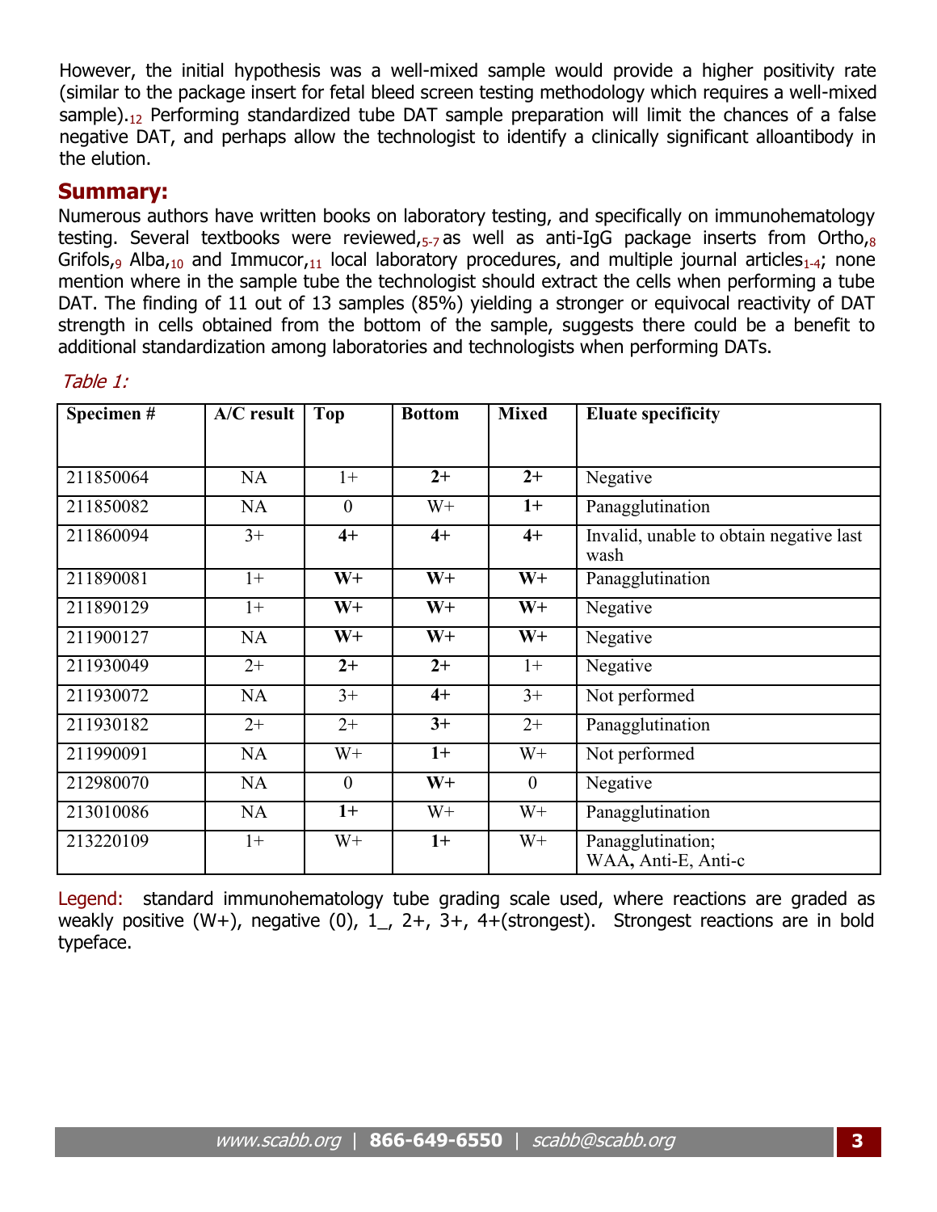However, the initial hypothesis was a well-mixed sample would provide a higher positivity rate (similar to the package insert for fetal bleed screen testing methodology which requires a well-mixed sample).[12] Performing standardized tube DAT sample preparation will limit the chances of a false negative DAT, and perhaps allow the technologist to identify a clinically significant alloantibody in the elution.

## Summary:

Numerous authors have written books on laboratory testing, and specifically on immunohematology testing. Several textbooks were reviewed,[5-7] as well as anti-IgG package inserts from Ortho,[8] Grifols,[9] Alba,[10] and Immucor,[11] local laboratory procedures, and multiple journal articles[1-4]; none mention where in the sample tube the technologist should extract the cells when performing a tube DAT. The finding of 11 out of 13 samples (85%) yielding a stronger or equivocal reactivity of DAT strength in cells obtained from the bottom of the sample, suggests there could be a benefit to additional standardization among laboratories and technologists when performing DATs.

*Table 1:*

| Specimen # | A/C result | Top | Bottom | Mixed | Eluate specificity |
|---|---|---|---|---|---|
| 211850064 | NA | 1+ | **2+** | **2+** | Negative |
| 211850082 | NA | 0 | W+ | **1+** | Panagglutination |
| 211860094 | 3+ | **4+** | **4+** | **4+** | Invalid, unable to obtain negative last wash |
| 211890081 | 1+ | **W+** | **W+** | **W+** | Panagglutination |
| 211890129 | 1+ | **W+** | **W+** | **W+** | Negative |
| 211900127 | NA | **W+** | **W+** | **W+** | Negative |
| 211930049 | 2+ | **2+** | **2+** | 1+ | Negative |
| 211930072 | NA | 3+ | **4+** | 3+ | Not performed |
| 211930182 | 2+ | 2+ | **3+** | 2+ | Panagglutination |
| 211990091 | NA | W+ | **1+** | W+ | Not performed |
| 212980070 | NA | 0 | **W+** | 0 | Negative |
| 213010086 | NA | **1+** | W+ | W+ | Panagglutination |
| 213220109 | 1+ | W+ | **1+** | W+ | Panagglutination; WAA, Anti-E, Anti-c |

Legend: standard immunohematology tube grading scale used, where reactions are graded as weakly positive (W+), negative (0), 1_, 2+, 3+, 4+(strongest). Strongest reactions are in bold typeface.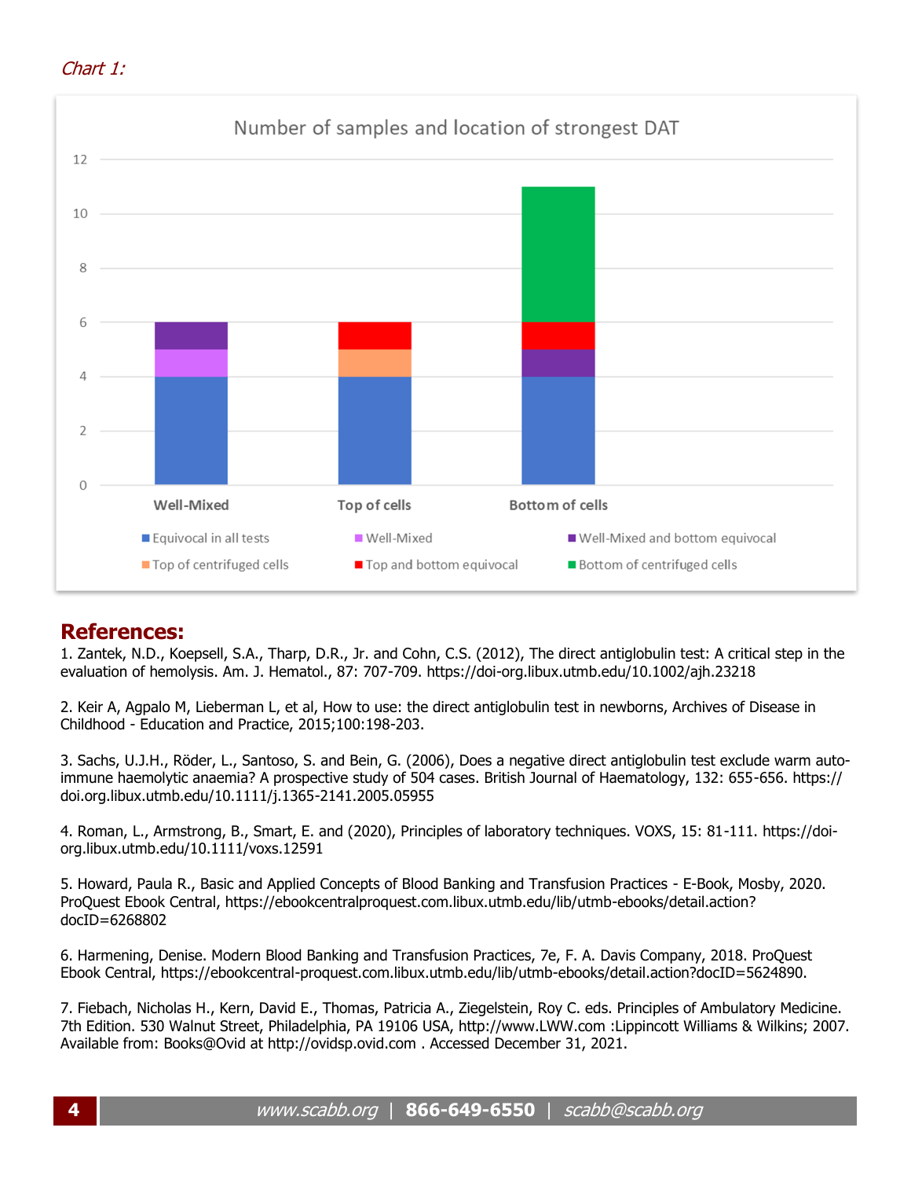*Chart 1:*

Number of samples and location of strongest DAT

| | Equivocal in all tests | Well-Mixed | Well-Mixed and bottom equivocal | Top of centrifuged cells | Top and bottom equivocal | Bottom of centrifuged cells |
|---|---|---|---|---|---|---|
| Well-Mixed | 4 | 1 | 1 | | | |
| Top of cells | 4 | | | 1 | 1 | |
| Bottom of cells | 4 | | 1 | | 1 | 5 |

## References:

1. Zantek, N.D., Koepsell, S.A., Tharp, D.R., Jr. and Cohn, C.S. (2012), The direct antiglobulin test: A critical step in the evaluation of hemolysis. Am. J. Hematol., 87: 707-709. https://doi-org.libux.utmb.edu/10.1002/ajh.23218

2. Keir A, Agpalo M, Lieberman L, et al, How to use: the direct antiglobulin test in newborns, Archives of Disease in Childhood - Education and Practice, 2015;100:198-203.

3. Sachs, U.J.H., Röder, L., Santoso, S. and Bein, G. (2006), Does a negative direct antiglobulin test exclude warm auto-immune haemolytic anaemia? A prospective study of 504 cases. British Journal of Haematology, 132: 655-656. https://doi.org.libux.utmb.edu/10.1111/j.1365-2141.2005.05955

4. Roman, L., Armstrong, B., Smart, E. and (2020), Principles of laboratory techniques. VOXS, 15: 81-111. https://doi-org.libux.utmb.edu/10.1111/voxs.12591

5. Howard, Paula R., Basic and Applied Concepts of Blood Banking and Transfusion Practices - E-Book, Mosby, 2020. ProQuest Ebook Central, https://ebookcentralproquest.com.libux.utmb.edu/lib/utmb-ebooks/detail.action?docID=6268802

6. Harmening, Denise. Modern Blood Banking and Transfusion Practices, 7e, F. A. Davis Company, 2018. ProQuest Ebook Central, https://ebookcentral-proquest.com.libux.utmb.edu/lib/utmb-ebooks/detail.action?docID=5624890.

7. Fiebach, Nicholas H., Kern, David E., Thomas, Patricia A., Ziegelstein, Roy C. eds. Principles of Ambulatory Medicine. 7th Edition. 530 Walnut Street, Philadelphia, PA 19106 USA, http://www.LWW.com :Lippincott Williams & Wilkins; 2007. Available from: Books@Ovid at http://ovidsp.ovid.com . Accessed December 31, 2021.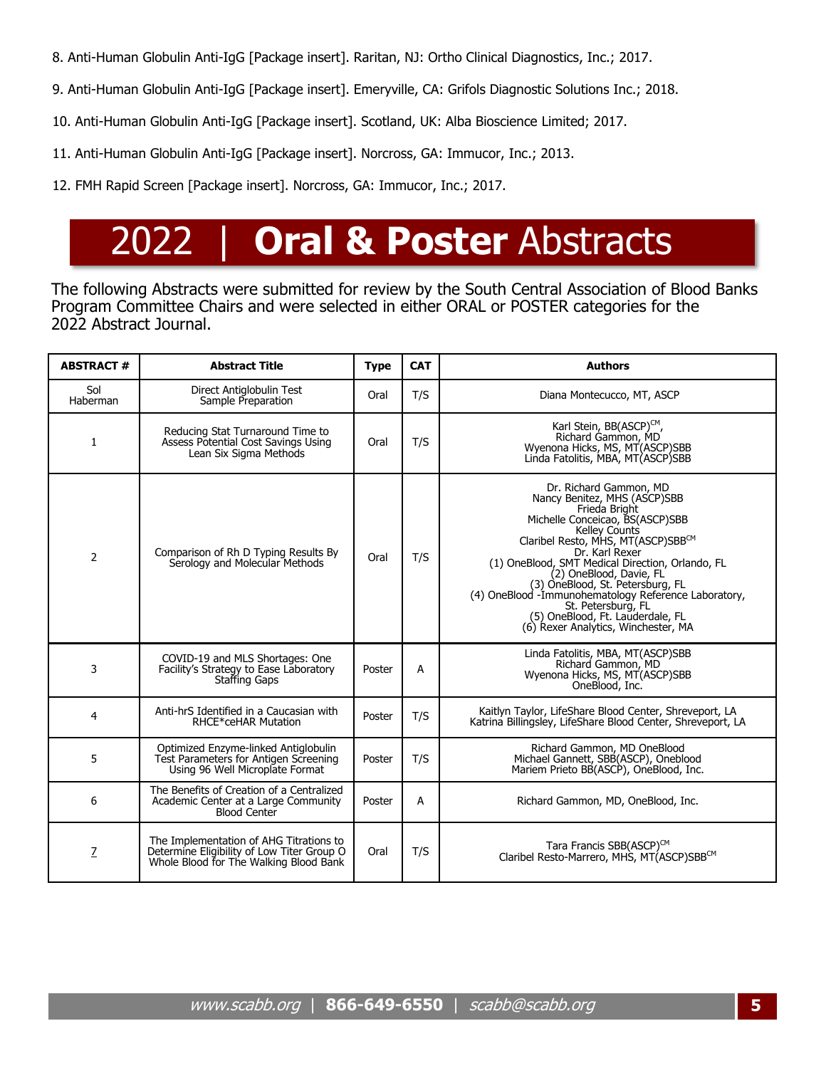8. Anti-Human Globulin Anti-IgG [Package insert]. Raritan, NJ: Ortho Clinical Diagnostics, Inc.; 2017.

9. Anti-Human Globulin Anti-IgG [Package insert]. Emeryville, CA: Grifols Diagnostic Solutions Inc.; 2018.

10. Anti-Human Globulin Anti-IgG [Package insert]. Scotland, UK: Alba Bioscience Limited; 2017.

11. Anti-Human Globulin Anti-IgG [Package insert]. Norcross, GA: Immucor, Inc.; 2013.

12. FMH Rapid Screen [Package insert]. Norcross, GA: Immucor, Inc.; 2017.

# 2022 | **Oral & Poster** Abstracts

The following Abstracts were submitted for review by the South Central Association of Blood Banks Program Committee Chairs and were selected in either ORAL or POSTER categories for the 2022 Abstract Journal.

| ABSTRACT # | Abstract Title | Type | CAT | Authors |
|---|---|---|---|---|
| Sol Haberman | Direct Antiglobulin Test Sample Preparation | Oral | T/S | Diana Montecucco, MT, ASCP |
| 1 | Reducing Stat Turnaround Time to Assess Potential Cost Savings Using Lean Six Sigma Methods | Oral | T/S | Karl Stein, BB(ASCP)CM, Richard Gammon, MD, Wyenona Hicks, MS, MT(ASCP)SBB, Linda Fatolitis, MBA, MT(ASCP)SBB |
| 2 | Comparison of Rh D Typing Results By Serology and Molecular Methods | Oral | T/S | Dr. Richard Gammon, MD, Nancy Benitez, MHS (ASCP)SBB, Frieda Bright, Michelle Conceicao, BS(ASCP)SBB, Kelley Counts, Claribel Resto, MHS, MT(ASCP)SBBCM, Dr. Karl Rexer, (1) OneBlood, SMT Medical Direction, Orlando, FL, (2) OneBlood, Davie, FL, (3) OneBlood, St. Petersburg, FL, (4) OneBlood -Immunohematology Reference Laboratory, St. Petersburg, FL, (5) OneBlood, Ft. Lauderdale, FL, (6) Rexer Analytics, Winchester, MA |
| 3 | COVID-19 and MLS Shortages: One Facility's Strategy to Ease Laboratory Staffing Gaps | Poster | A | Linda Fatolitis, MBA, MT(ASCP)SBB, Richard Gammon, MD, Wyenona Hicks, MS, MT(ASCP)SBB, OneBlood, Inc. |
| 4 | Anti-hrS Identified in a Caucasian with RHCE*ceHAR Mutation | Poster | T/S | Kaitlyn Taylor, LifeShare Blood Center, Shreveport, LA, Katrina Billingsley, LifeShare Blood Center, Shreveport, LA |
| 5 | Optimized Enzyme-linked Antiglobulin Test Parameters for Antigen Screening Using 96 Well Microplate Format | Poster | T/S | Richard Gammon, MD OneBlood, Michael Gannett, SBB(ASCP), Oneblood, Mariem Prieto BB(ASCP), OneBlood, Inc. |
| 6 | The Benefits of Creation of a Centralized Academic Center at a Large Community Blood Center | Poster | A | Richard Gammon, MD, OneBlood, Inc. |
| 7 | The Implementation of AHG Titrations to Determine Eligibility of Low Titer Group O Whole Blood for The Walking Blood Bank | Oral | T/S | Tara Francis SBB(ASCP)CM, Claribel Resto-Marrero, MHS, MT(ASCP)SBBCM |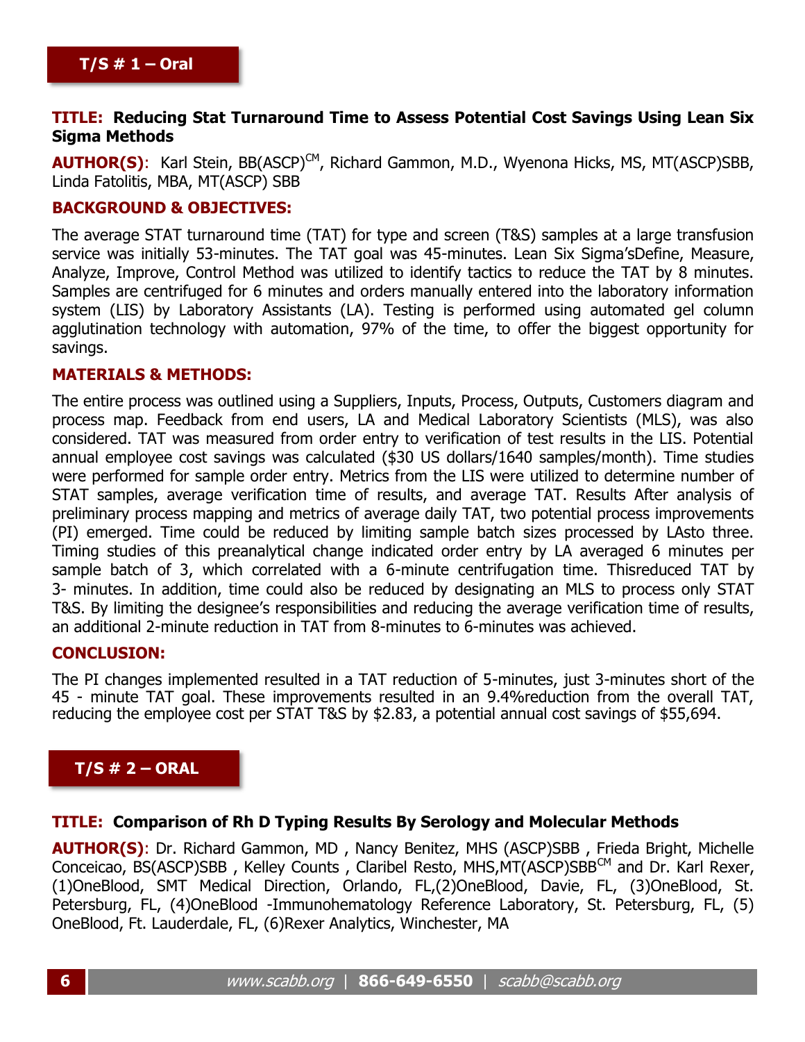## T/S # 1 – Oral

**TITLE: Reducing Stat Turnaround Time to Assess Potential Cost Savings Using Lean Six Sigma Methods**

**AUTHOR(S)**: Karl Stein, BB(ASCP)[CM], Richard Gammon, M.D., Wyenona Hicks, MS, MT(ASCP)SBB, Linda Fatolitis, MBA, MT(ASCP) SBB

**BACKGROUND & OBJECTIVES:**

The average STAT turnaround time (TAT) for type and screen (T&S) samples at a large transfusion service was initially 53-minutes. The TAT goal was 45-minutes. Lean Six Sigma'sDefine, Measure, Analyze, Improve, Control Method was utilized to identify tactics to reduce the TAT by 8 minutes. Samples are centrifuged for 6 minutes and orders manually entered into the laboratory information system (LIS) by Laboratory Assistants (LA). Testing is performed using automated gel column agglutination technology with automation, 97% of the time, to offer the biggest opportunity for savings.

**MATERIALS & METHODS:**

The entire process was outlined using a Suppliers, Inputs, Process, Outputs, Customers diagram and process map. Feedback from end users, LA and Medical Laboratory Scientists (MLS), was also considered. TAT was measured from order entry to verification of test results in the LIS. Potential annual employee cost savings was calculated ($30 US dollars/1640 samples/month). Time studies were performed for sample order entry. Metrics from the LIS were utilized to determine number of STAT samples, average verification time of results, and average TAT. Results After analysis of preliminary process mapping and metrics of average daily TAT, two potential process improvements (PI) emerged. Time could be reduced by limiting sample batch sizes processed by LAsto three. Timing studies of this preanalytical change indicated order entry by LA averaged 6 minutes per sample batch of 3, which correlated with a 6-minute centrifugation time. Thisreduced TAT by 3- minutes. In addition, time could also be reduced by designating an MLS to process only STAT T&S. By limiting the designee's responsibilities and reducing the average verification time of results, an additional 2-minute reduction in TAT from 8-minutes to 6-minutes was achieved.

**CONCLUSION:**

The PI changes implemented resulted in a TAT reduction of 5-minutes, just 3-minutes short of the 45 - minute TAT goal. These improvements resulted in an 9.4%reduction from the overall TAT, reducing the employee cost per STAT T&S by $2.83, a potential annual cost savings of $55,694.

## T/S # 2 – ORAL

**TITLE: Comparison of Rh D Typing Results By Serology and Molecular Methods**

**AUTHOR(S)**: Dr. Richard Gammon, MD , Nancy Benitez, MHS (ASCP)SBB , Frieda Bright, Michelle Conceicao, BS(ASCP)SBB , Kelley Counts , Claribel Resto, MHS,MT(ASCP)SBB[CM] and Dr. Karl Rexer, (1)OneBlood, SMT Medical Direction, Orlando, FL,(2)OneBlood, Davie, FL, (3)OneBlood, St. Petersburg, FL, (4)OneBlood -Immunohematology Reference Laboratory, St. Petersburg, FL, (5) OneBlood, Ft. Lauderdale, FL, (6)Rexer Analytics, Winchester, MA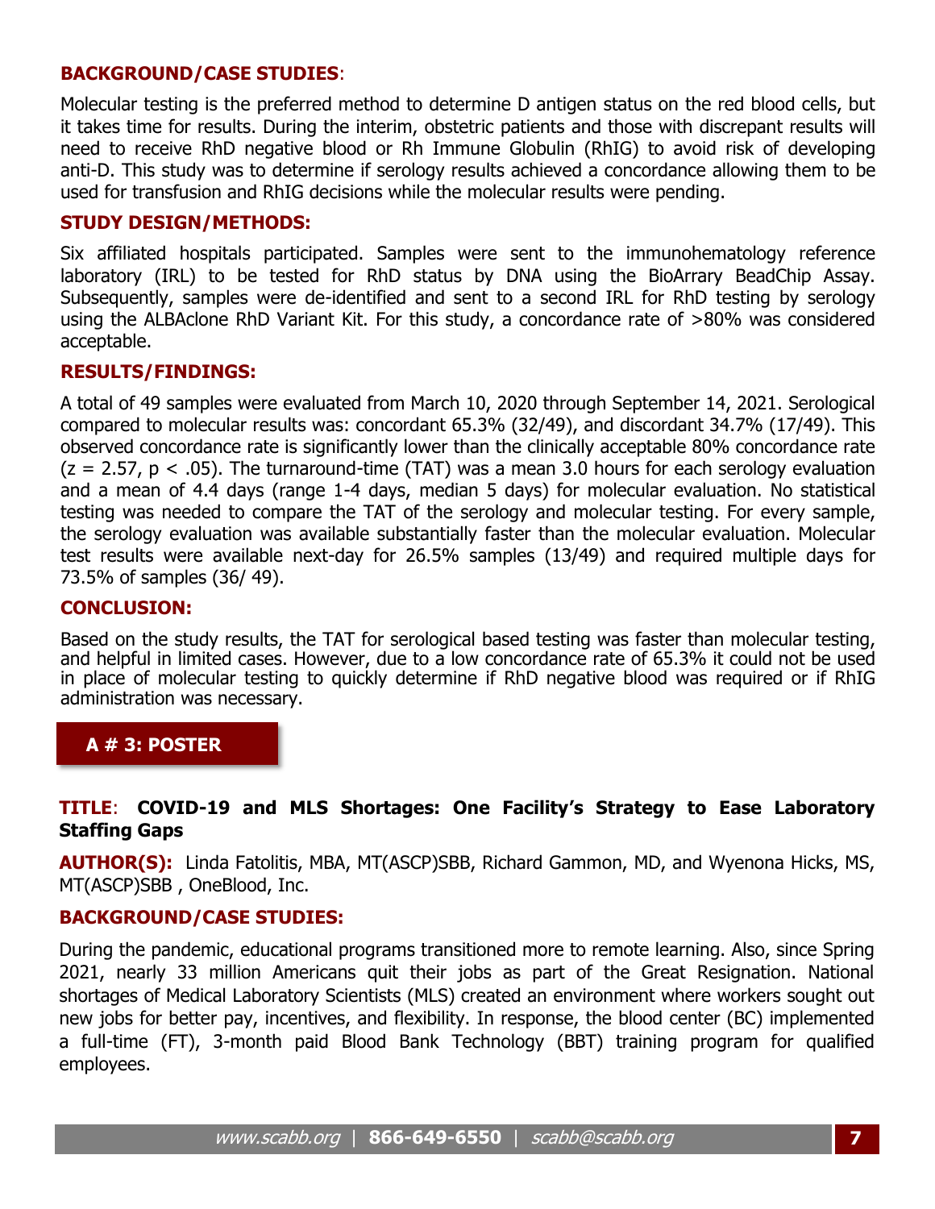**BACKGROUND/CASE STUDIES**:

Molecular testing is the preferred method to determine D antigen status on the red blood cells, but it takes time for results. During the interim, obstetric patients and those with discrepant results will need to receive RhD negative blood or Rh Immune Globulin (RhIG) to avoid risk of developing anti-D. This study was to determine if serology results achieved a concordance allowing them to be used for transfusion and RhIG decisions while the molecular results were pending.

**STUDY DESIGN/METHODS:**

Six affiliated hospitals participated. Samples were sent to the immunohematology reference laboratory (IRL) to be tested for RhD status by DNA using the BioArrary BeadChip Assay. Subsequently, samples were de-identified and sent to a second IRL for RhD testing by serology using the ALBAclone RhD Variant Kit. For this study, a concordance rate of >80% was considered acceptable.

**RESULTS/FINDINGS:**

A total of 49 samples were evaluated from March 10, 2020 through September 14, 2021. Serological compared to molecular results was: concordant 65.3% (32/49), and discordant 34.7% (17/49). This observed concordance rate is significantly lower than the clinically acceptable 80% concordance rate ($z = 2.57$, $p < .05$). The turnaround-time (TAT) was a mean 3.0 hours for each serology evaluation and a mean of 4.4 days (range 1-4 days, median 5 days) for molecular evaluation. No statistical testing was needed to compare the TAT of the serology and molecular testing. For every sample, the serology evaluation was available substantially faster than the molecular evaluation. Molecular test results were available next-day for 26.5% samples (13/49) and required multiple days for 73.5% of samples (36/ 49).

**CONCLUSION:**

Based on the study results, the TAT for serological based testing was faster than molecular testing, and helpful in limited cases. However, due to a low concordance rate of 65.3% it could not be used in place of molecular testing to quickly determine if RhD negative blood was required or if RhIG administration was necessary.

## A # 3: POSTER

**TITLE**: **COVID-19 and MLS Shortages: One Facility's Strategy to Ease Laboratory Staffing Gaps**

**AUTHOR(S):** Linda Fatolitis, MBA, MT(ASCP)SBB, Richard Gammon, MD, and Wyenona Hicks, MS, MT(ASCP)SBB , OneBlood, Inc.

**BACKGROUND/CASE STUDIES:**

During the pandemic, educational programs transitioned more to remote learning. Also, since Spring 2021, nearly 33 million Americans quit their jobs as part of the Great Resignation. National shortages of Medical Laboratory Scientists (MLS) created an environment where workers sought out new jobs for better pay, incentives, and flexibility. In response, the blood center (BC) implemented a full-time (FT), 3-month paid Blood Bank Technology (BBT) training program for qualified employees.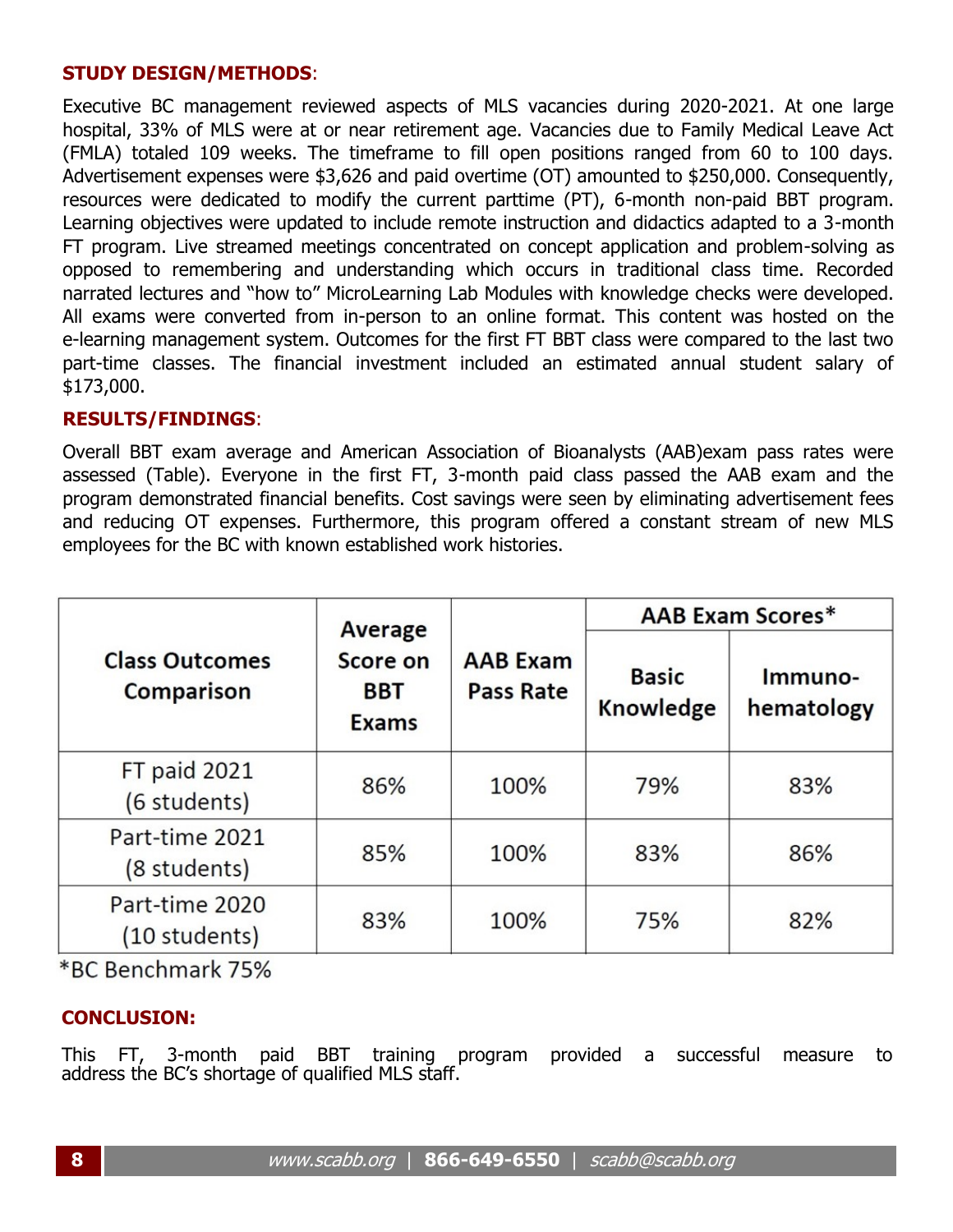**STUDY DESIGN/METHODS**:

Executive BC management reviewed aspects of MLS vacancies during 2020-2021. At one large hospital, 33% of MLS were at or near retirement age. Vacancies due to Family Medical Leave Act (FMLA) totaled 109 weeks. The timeframe to fill open positions ranged from 60 to 100 days. Advertisement expenses were $3,626 and paid overtime (OT) amounted to $250,000. Consequently, resources were dedicated to modify the current parttime (PT), 6-month non-paid BBT program. Learning objectives were updated to include remote instruction and didactics adapted to a 3-month FT program. Live streamed meetings concentrated on concept application and problem-solving as opposed to remembering and understanding which occurs in traditional class time. Recorded narrated lectures and "how to" MicroLearning Lab Modules with knowledge checks were developed. All exams were converted from in-person to an online format. This content was hosted on the e-learning management system. Outcomes for the first FT BBT class were compared to the last two part-time classes. The financial investment included an estimated annual student salary of $173,000.

**RESULTS/FINDINGS**:

Overall BBT exam average and American Association of Bioanalysts (AAB)exam pass rates were assessed (Table). Everyone in the first FT, 3-month paid class passed the AAB exam and the program demonstrated financial benefits. Cost savings were seen by eliminating advertisement fees and reducing OT expenses. Furthermore, this program offered a constant stream of new MLS employees for the BC with known established work histories.

| Class Outcomes Comparison | Average Score on BBT Exams | AAB Exam Pass Rate | AAB Exam Scores* | |
|---|---|---|---|---|
| | | | Basic Knowledge | Immuno-hematology |
| FT paid 2021 (6 students) | 86% | 100% | 79% | 83% |
| Part-time 2021 (8 students) | 85% | 100% | 83% | 86% |
| Part-time 2020 (10 students) | 83% | 100% | 75% | 82% |

*BC Benchmark 75%

**CONCLUSION:**

This FT, 3-month paid BBT training program provided a successful measure to address the BC's shortage of qualified MLS staff.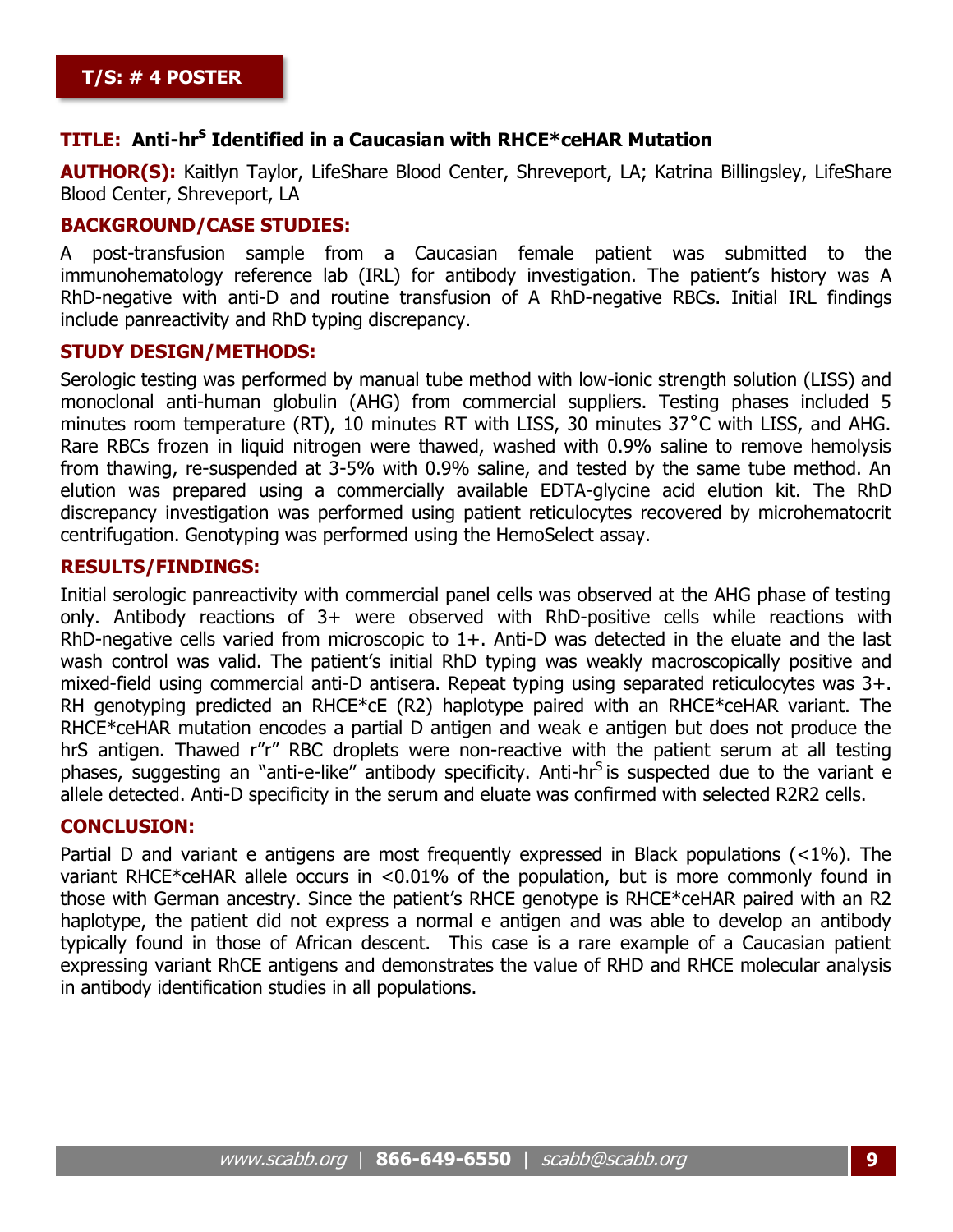**T/S: # 4 POSTER**

**TITLE: Anti-hr$^S$ Identified in a Caucasian with RHCE*ceHAR Mutation**

**AUTHOR(S):** Kaitlyn Taylor, LifeShare Blood Center, Shreveport, LA; Katrina Billingsley, LifeShare Blood Center, Shreveport, LA

**BACKGROUND/CASE STUDIES:**

A post-transfusion sample from a Caucasian female patient was submitted to the immunohematology reference lab (IRL) for antibody investigation. The patient's history was A RhD-negative with anti-D and routine transfusion of A RhD-negative RBCs. Initial IRL findings include panreactivity and RhD typing discrepancy.

**STUDY DESIGN/METHODS:**

Serologic testing was performed by manual tube method with low-ionic strength solution (LISS) and monoclonal anti-human globulin (AHG) from commercial suppliers. Testing phases included 5 minutes room temperature (RT), 10 minutes RT with LISS, 30 minutes 37˚C with LISS, and AHG. Rare RBCs frozen in liquid nitrogen were thawed, washed with 0.9% saline to remove hemolysis from thawing, re-suspended at 3-5% with 0.9% saline, and tested by the same tube method. An elution was prepared using a commercially available EDTA-glycine acid elution kit. The RhD discrepancy investigation was performed using patient reticulocytes recovered by microhematocrit centrifugation. Genotyping was performed using the HemoSelect assay.

**RESULTS/FINDINGS:**

Initial serologic panreactivity with commercial panel cells was observed at the AHG phase of testing only. Antibody reactions of 3+ were observed with RhD-positive cells while reactions with RhD-negative cells varied from microscopic to 1+. Anti-D was detected in the eluate and the last wash control was valid. The patient's initial RhD typing was weakly macroscopically positive and mixed-field using commercial anti-D antisera. Repeat typing using separated reticulocytes was 3+. RH genotyping predicted an RHCE*cE (R2) haplotype paired with an RHCE*ceHAR variant. The RHCE*ceHAR mutation encodes a partial D antigen and weak e antigen but does not produce the hrS antigen. Thawed r"r" RBC droplets were non-reactive with the patient serum at all testing phases, suggesting an "anti-e-like" antibody specificity. Anti-hr$^S$ is suspected due to the variant e allele detected. Anti-D specificity in the serum and eluate was confirmed with selected R2R2 cells.

**CONCLUSION:**

Partial D and variant e antigens are most frequently expressed in Black populations (<1%). The variant RHCE*ceHAR allele occurs in <0.01% of the population, but is more commonly found in those with German ancestry. Since the patient's RHCE genotype is RHCE*ceHAR paired with an R2 haplotype, the patient did not express a normal e antigen and was able to develop an antibody typically found in those of African descent. This case is a rare example of a Caucasian patient expressing variant RhCE antigens and demonstrates the value of RHD and RHCE molecular analysis in antibody identification studies in all populations.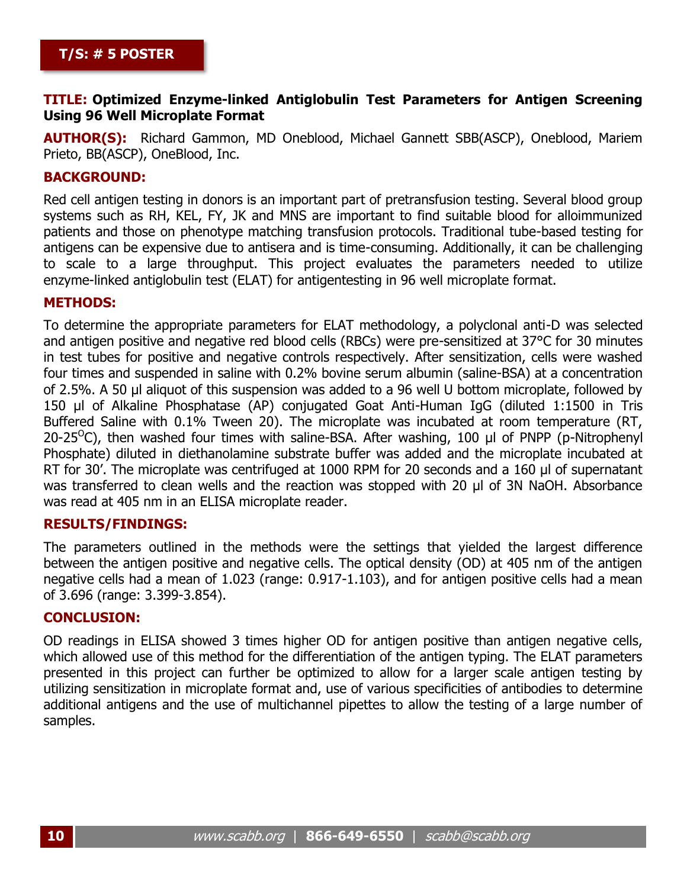**T/S: # 5 POSTER**

**TITLE: Optimized Enzyme-linked Antiglobulin Test Parameters for Antigen Screening Using 96 Well Microplate Format**

**AUTHOR(S):** Richard Gammon, MD Oneblood, Michael Gannett SBB(ASCP), Oneblood, Mariem Prieto, BB(ASCP), OneBlood, Inc.

**BACKGROUND:**

Red cell antigen testing in donors is an important part of pretransfusion testing. Several blood group systems such as RH, KEL, FY, JK and MNS are important to find suitable blood for alloimmunized patients and those on phenotype matching transfusion protocols. Traditional tube-based testing for antigens can be expensive due to antisera and is time-consuming. Additionally, it can be challenging to scale to a large throughput. This project evaluates the parameters needed to utilize enzyme-linked antiglobulin test (ELAT) for antigentesting in 96 well microplate format.

**METHODS:**

To determine the appropriate parameters for ELAT methodology, a polyclonal anti-D was selected and antigen positive and negative red blood cells (RBCs) were pre-sensitized at 37°C for 30 minutes in test tubes for positive and negative controls respectively. After sensitization, cells were washed four times and suspended in saline with 0.2% bovine serum albumin (saline-BSA) at a concentration of 2.5%. A 50 µl aliquot of this suspension was added to a 96 well U bottom microplate, followed by 150 µl of Alkaline Phosphatase (AP) conjugated Goat Anti-Human IgG (diluted 1:1500 in Tris Buffered Saline with 0.1% Tween 20). The microplate was incubated at room temperature (RT, 20-25$^{O}$C), then washed four times with saline-BSA. After washing, 100 µl of PNPP (p-Nitrophenyl Phosphate) diluted in diethanolamine substrate buffer was added and the microplate incubated at RT for 30'. The microplate was centrifuged at 1000 RPM for 20 seconds and a 160 µl of supernatant was transferred to clean wells and the reaction was stopped with 20 µl of 3N NaOH. Absorbance was read at 405 nm in an ELISA microplate reader.

**RESULTS/FINDINGS:**

The parameters outlined in the methods were the settings that yielded the largest difference between the antigen positive and negative cells. The optical density (OD) at 405 nm of the antigen negative cells had a mean of 1.023 (range: 0.917-1.103), and for antigen positive cells had a mean of 3.696 (range: 3.399-3.854).

**CONCLUSION:**

OD readings in ELISA showed 3 times higher OD for antigen positive than antigen negative cells, which allowed use of this method for the differentiation of the antigen typing. The ELAT parameters presented in this project can further be optimized to allow for a larger scale antigen testing by utilizing sensitization in microplate format and, use of various specificities of antibodies to determine additional antigens and the use of multichannel pipettes to allow the testing of a large number of samples.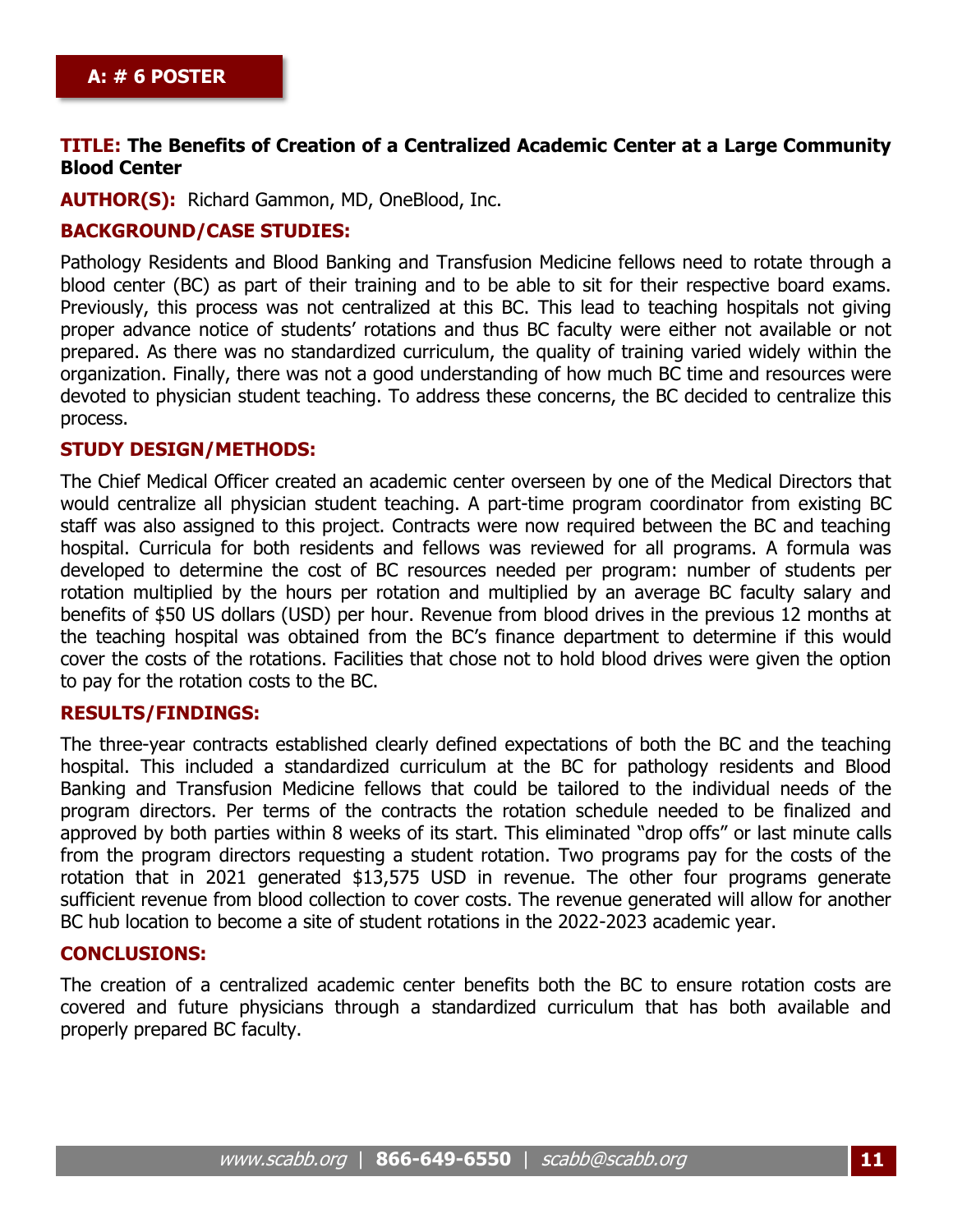**A: # 6 POSTER**

**TITLE: The Benefits of Creation of a Centralized Academic Center at a Large Community Blood Center**

**AUTHOR(S):** Richard Gammon, MD, OneBlood, Inc.

**BACKGROUND/CASE STUDIES:**

Pathology Residents and Blood Banking and Transfusion Medicine fellows need to rotate through a blood center (BC) as part of their training and to be able to sit for their respective board exams. Previously, this process was not centralized at this BC. This lead to teaching hospitals not giving proper advance notice of students' rotations and thus BC faculty were either not available or not prepared. As there was no standardized curriculum, the quality of training varied widely within the organization. Finally, there was not a good understanding of how much BC time and resources were devoted to physician student teaching. To address these concerns, the BC decided to centralize this process.

**STUDY DESIGN/METHODS:**

The Chief Medical Officer created an academic center overseen by one of the Medical Directors that would centralize all physician student teaching. A part-time program coordinator from existing BC staff was also assigned to this project. Contracts were now required between the BC and teaching hospital. Curricula for both residents and fellows was reviewed for all programs. A formula was developed to determine the cost of BC resources needed per program: number of students per rotation multiplied by the hours per rotation and multiplied by an average BC faculty salary and benefits of $50 US dollars (USD) per hour. Revenue from blood drives in the previous 12 months at the teaching hospital was obtained from the BC's finance department to determine if this would cover the costs of the rotations. Facilities that chose not to hold blood drives were given the option to pay for the rotation costs to the BC.

**RESULTS/FINDINGS:**

The three-year contracts established clearly defined expectations of both the BC and the teaching hospital. This included a standardized curriculum at the BC for pathology residents and Blood Banking and Transfusion Medicine fellows that could be tailored to the individual needs of the program directors. Per terms of the contracts the rotation schedule needed to be finalized and approved by both parties within 8 weeks of its start. This eliminated "drop offs" or last minute calls from the program directors requesting a student rotation. Two programs pay for the costs of the rotation that in 2021 generated $13,575 USD in revenue. The other four programs generate sufficient revenue from blood collection to cover costs. The revenue generated will allow for another BC hub location to become a site of student rotations in the 2022-2023 academic year.

**CONCLUSIONS:**

The creation of a centralized academic center benefits both the BC to ensure rotation costs are covered and future physicians through a standardized curriculum that has both available and properly prepared BC faculty.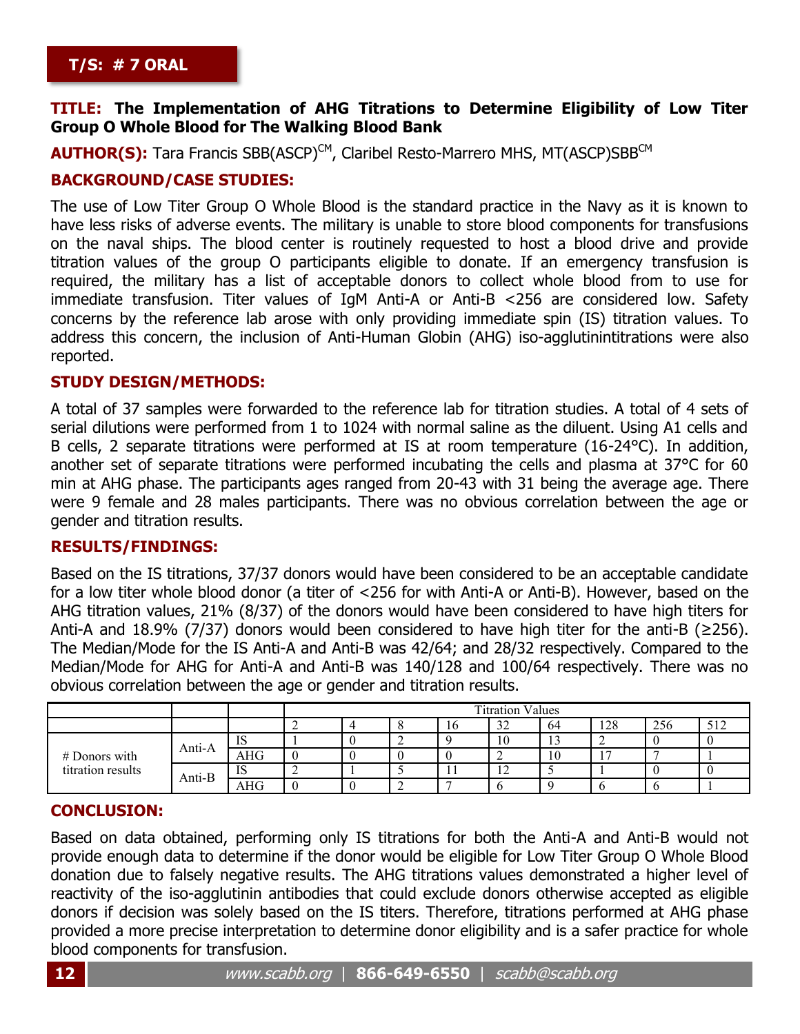**T/S: # 7 ORAL**

**TITLE: The Implementation of AHG Titrations to Determine Eligibility of Low Titer Group O Whole Blood for The Walking Blood Bank**

**AUTHOR(S):** Tara Francis SBB(ASCP)[CM], Claribel Resto-Marrero MHS, MT(ASCP)SBB[CM]

**BACKGROUND/CASE STUDIES:**

The use of Low Titer Group O Whole Blood is the standard practice in the Navy as it is known to have less risks of adverse events. The military is unable to store blood components for transfusions on the naval ships. The blood center is routinely requested to host a blood drive and provide titration values of the group O participants eligible to donate. If an emergency transfusion is required, the military has a list of acceptable donors to collect whole blood from to use for immediate transfusion. Titer values of IgM Anti-A or Anti-B <256 are considered low. Safety concerns by the reference lab arose with only providing immediate spin (IS) titration values. To address this concern, the inclusion of Anti-Human Globin (AHG) iso-agglutinintitrations were also reported.

**STUDY DESIGN/METHODS:**

A total of 37 samples were forwarded to the reference lab for titration studies. A total of 4 sets of serial dilutions were performed from 1 to 1024 with normal saline as the diluent. Using A1 cells and B cells, 2 separate titrations were performed at IS at room temperature (16-24°C). In addition, another set of separate titrations were performed incubating the cells and plasma at 37°C for 60 min at AHG phase. The participants ages ranged from 20-43 with 31 being the average age. There were 9 female and 28 males participants. There was no obvious correlation between the age or gender and titration results.

**RESULTS/FINDINGS:**

Based on the IS titrations, 37/37 donors would have been considered to be an acceptable candidate for a low titer whole blood donor (a titer of <256 for with Anti-A or Anti-B). However, based on the AHG titration values, 21% (8/37) of the donors would have been considered to have high titers for Anti-A and 18.9% (7/37) donors would been considered to have high titer for the anti-B (≥256). The Median/Mode for the IS Anti-A and Anti-B was 42/64; and 28/32 respectively. Compared to the Median/Mode for AHG for Anti-A and Anti-B was 140/128 and 100/64 respectively. There was no obvious correlation between the age or gender and titration results.

| | | | Titration Values | | | | | | | | |
|---|---|---|---|---|---|---|---|---|---|---|---|
| | | | 2 | 4 | 8 | 16 | 32 | 64 | 128 | 256 | 512 |
| # Donors with titration results | Anti-A | IS | 1 | 0 | 2 | 9 | 10 | 13 | 2 | 0 | 0 |
| | | AHG | 0 | 0 | 0 | 0 | 2 | 10 | 17 | 7 | 1 |
| | Anti-B | IS | 2 | 1 | 5 | 11 | 12 | 5 | 1 | 0 | 0 |
| | | AHG | 0 | 0 | 2 | 7 | 6 | 9 | 6 | 6 | 1 |

**CONCLUSION:**

Based on data obtained, performing only IS titrations for both the Anti-A and Anti-B would not provide enough data to determine if the donor would be eligible for Low Titer Group O Whole Blood donation due to falsely negative results. The AHG titrations values demonstrated a higher level of reactivity of the iso-agglutinin antibodies that could exclude donors otherwise accepted as eligible donors if decision was solely based on the IS titers. Therefore, titrations performed at AHG phase provided a more precise interpretation to determine donor eligibility and is a safer practice for whole blood components for transfusion.